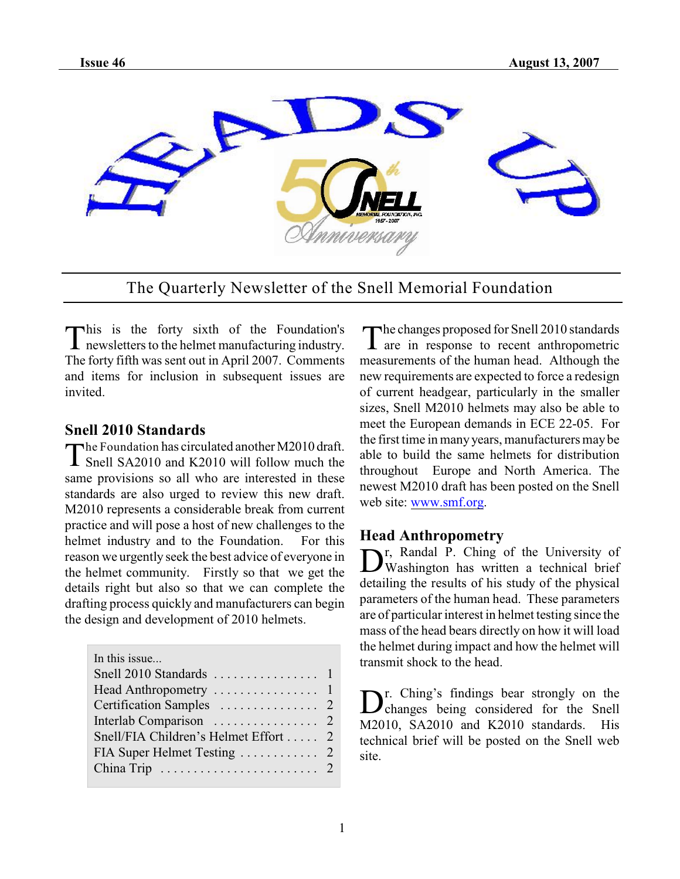Issue 46 August 13, 2007

# HEADS UP

The Quarterly Newsletter of the Snell Memorial Foundation

This is the forty sixth of the Foundation's newsletters to the helmet manufacturing industry. The forty fifth was sent out in April 2007. Comments and items for inclusion in subsequent issues are invited.

## Snell 2010 Standards

The Foundation has circulated another M2010 draft. Snell SA2010 and K2010 will follow much the same provisions so all who are interested in these standards are also urged to review this new draft. M2010 represents a considerable break from current practice and will pose a host of new challenges to the helmet industry and to the Foundation. For this reason we urgently seek the best advice of everyone in the helmet community. Firstly so that we get the details right but also so that we can complete the drafting process quickly and manufacturers can begin the design and development of 2010 helmets.

| In this issue... | |
|---|---|
| Snell 2010 Standards | 1 |
| Head Anthropometry | 1 |
| Certification Samples | 2 |
| Interlab Comparison | 2 |
| Snell/FIA Children's Helmet Effort | 2 |
| FIA Super Helmet Testing | 2 |
| China Trip | 2 |

The changes proposed for Snell 2010 standards are in response to recent anthropometric measurements of the human head. Although the new requirements are expected to force a redesign of current headgear, particularly in the smaller sizes, Snell M2010 helmets may also be able to meet the European demands in ECE 22-05. For the first time in many years, manufacturers may be able to build the same helmets for distribution throughout Europe and North America. The newest M2010 draft has been posted on the Snell web site: www.smf.org.

## Head Anthropometry

Dr, Randal P. Ching of the University of Washington has written a technical brief detailing the results of his study of the physical parameters of the human head. These parameters are of particular interest in helmet testing since the mass of the head bears directly on how it will load the helmet during impact and how the helmet will transmit shock to the head.

Dr. Ching's findings bear strongly on the changes being considered for the Snell M2010, SA2010 and K2010 standards. His technical brief will be posted on the Snell web site.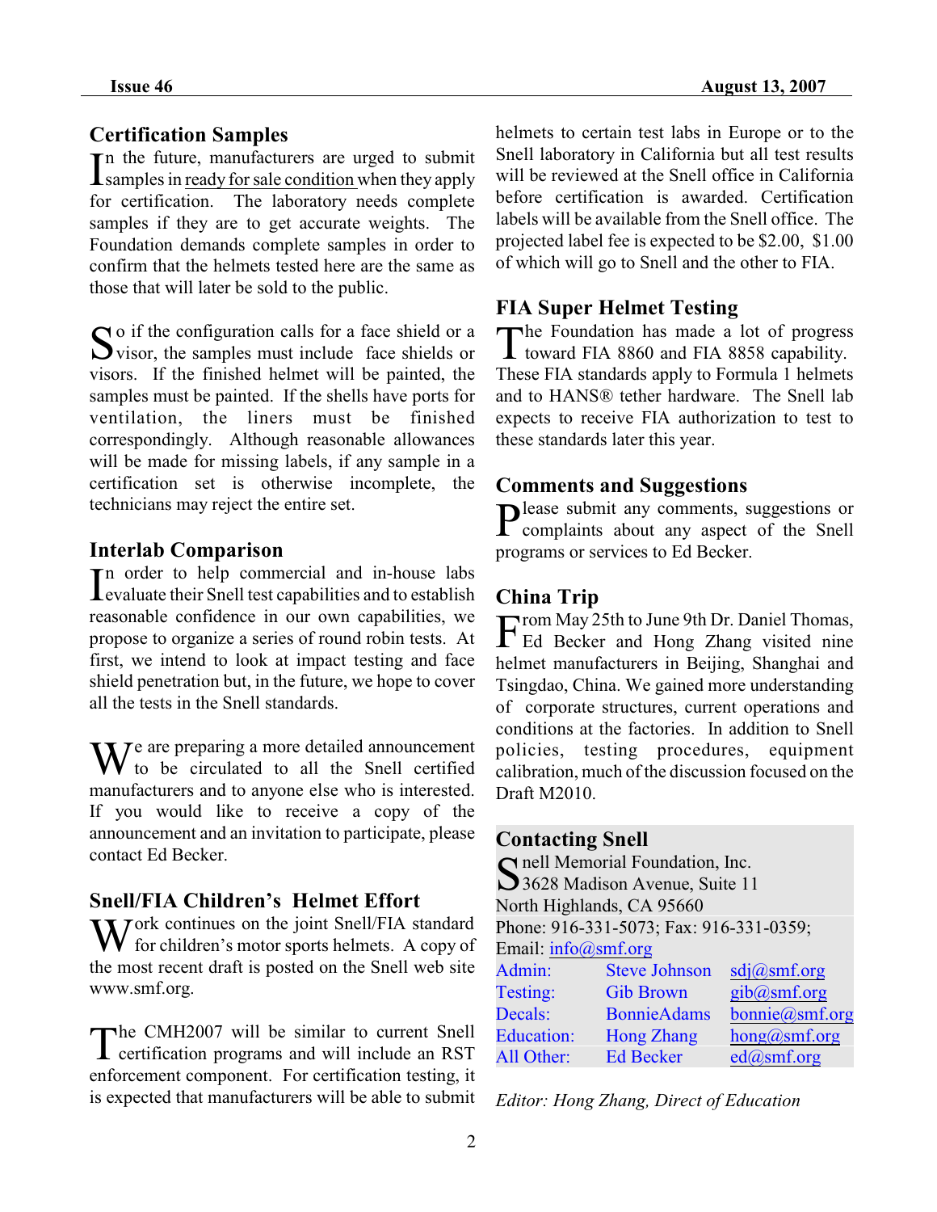## Certification Samples

In the future, manufacturers are urged to submit samples in ready for sale condition when they apply for certification. The laboratory needs complete samples if they are to get accurate weights. The Foundation demands complete samples in order to confirm that the helmets tested here are the same as those that will later be sold to the public.

So if the configuration calls for a face shield or a visor, the samples must include face shields or visors. If the finished helmet will be painted, the samples must be painted. If the shells have ports for ventilation, the liners must be finished correspondingly. Although reasonable allowances will be made for missing labels, if any sample in a certification set is otherwise incomplete, the technicians may reject the entire set.

## Interlab Comparison

In order to help commercial and in-house labs evaluate their Snell test capabilities and to establish reasonable confidence in our own capabilities, we propose to organize a series of round robin tests. At first, we intend to look at impact testing and face shield penetration but, in the future, we hope to cover all the tests in the Snell standards.

We are preparing a more detailed announcement to be circulated to all the Snell certified manufacturers and to anyone else who is interested. If you would like to receive a copy of the announcement and an invitation to participate, please contact Ed Becker.

## Snell/FIA Children's Helmet Effort

Work continues on the joint Snell/FIA standard for children's motor sports helmets. A copy of the most recent draft is posted on the Snell web site www.smf.org.

The CMH2007 will be similar to current Snell certification programs and will include an RST enforcement component. For certification testing, it is expected that manufacturers will be able to submit helmets to certain test labs in Europe or to the Snell laboratory in California but all test results will be reviewed at the Snell office in California before certification is awarded. Certification labels will be available from the Snell office. The projected label fee is expected to be $2.00, $1.00 of which will go to Snell and the other to FIA.

## FIA Super Helmet Testing

The Foundation has made a lot of progress toward FIA 8860 and FIA 8858 capability. These FIA standards apply to Formula 1 helmets and to HANS® tether hardware. The Snell lab expects to receive FIA authorization to test to these standards later this year.

## Comments and Suggestions

Please submit any comments, suggestions or complaints about any aspect of the Snell programs or services to Ed Becker.

## China Trip

From May 25th to June 9th Dr. Daniel Thomas, Ed Becker and Hong Zhang visited nine helmet manufacturers in Beijing, Shanghai and Tsingdao, China. We gained more understanding of corporate structures, current operations and conditions at the factories. In addition to Snell policies, testing procedures, equipment calibration, much of the discussion focused on the Draft M2010.

## Contacting Snell

Snell Memorial Foundation, Inc.
3628 Madison Avenue, Suite 11
North Highlands, CA 95660
Phone: 916-331-5073; Fax: 916-331-0359;
Email: info@smf.org

| | | |
|---|---|---|
| Admin: | Steve Johnson | sdj@smf.org |
| Testing: | Gib Brown | gib@smf.org |
| Decals: | BonnieAdams | bonnie@smf.org |
| Education: | Hong Zhang | hong@smf.org |
| All Other: | Ed Becker | ed@smf.org |

*Editor: Hong Zhang, Direct of Education*